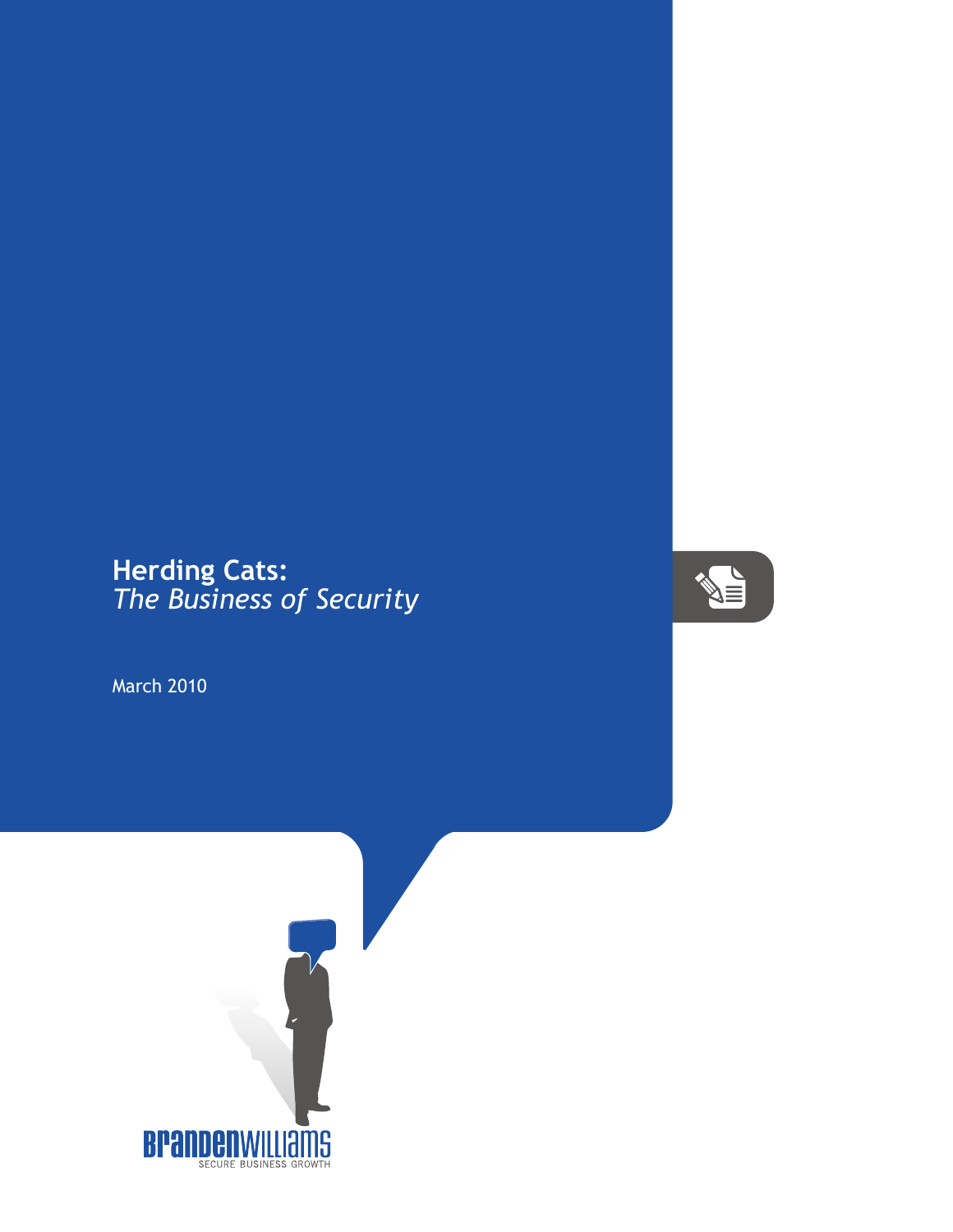# Herding Cats:
*The Business of Security*

March 2010

BrandenWilliams
SECURE BUSINESS GROWTH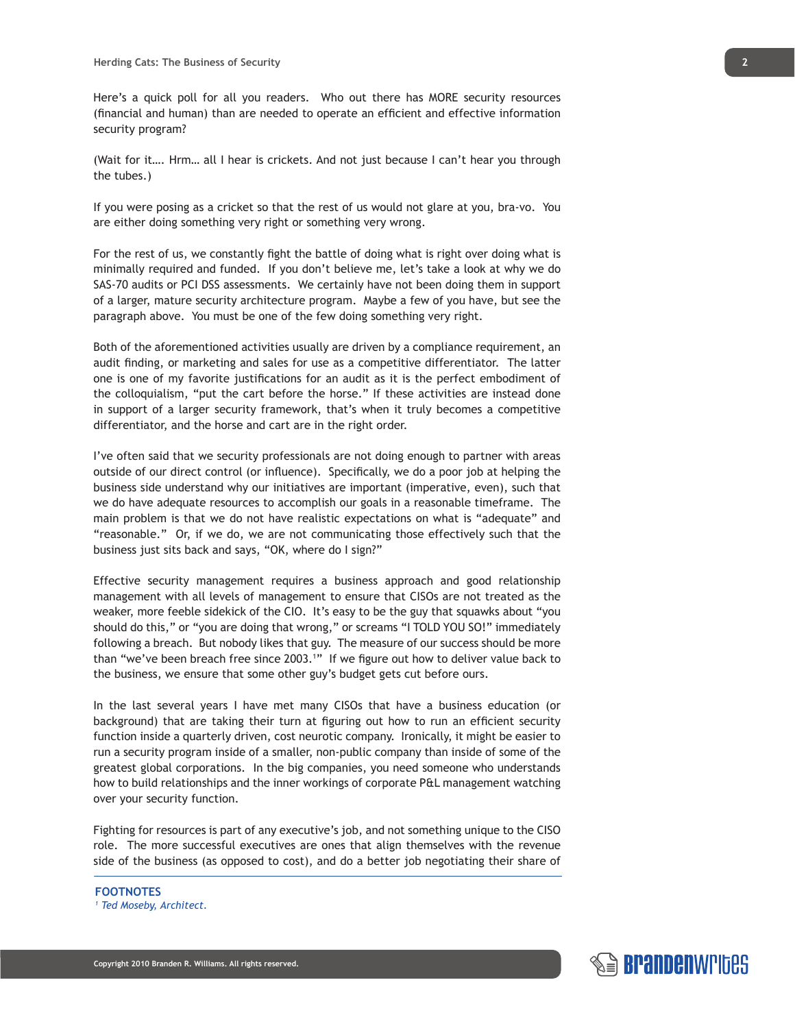Here's a quick poll for all you readers. Who out there has MORE security resources (financial and human) than are needed to operate an efficient and effective information security program?

(Wait for it…. Hrm… all I hear is crickets. And not just because I can't hear you through the tubes.)

If you were posing as a cricket so that the rest of us would not glare at you, bra-vo. You are either doing something very right or something very wrong.

For the rest of us, we constantly fight the battle of doing what is right over doing what is minimally required and funded. If you don't believe me, let's take a look at why we do SAS-70 audits or PCI DSS assessments. We certainly have not been doing them in support of a larger, mature security architecture program. Maybe a few of you have, but see the paragraph above. You must be one of the few doing something very right.

Both of the aforementioned activities usually are driven by a compliance requirement, an audit finding, or marketing and sales for use as a competitive differentiator. The latter one is one of my favorite justifications for an audit as it is the perfect embodiment of the colloquialism, "put the cart before the horse." If these activities are instead done in support of a larger security framework, that's when it truly becomes a competitive differentiator, and the horse and cart are in the right order.

I've often said that we security professionals are not doing enough to partner with areas outside of our direct control (or influence). Specifically, we do a poor job at helping the business side understand why our initiatives are important (imperative, even), such that we do have adequate resources to accomplish our goals in a reasonable timeframe. The main problem is that we do not have realistic expectations on what is "adequate" and "reasonable." Or, if we do, we are not communicating those effectively such that the business just sits back and says, "OK, where do I sign?"

Effective security management requires a business approach and good relationship management with all levels of management to ensure that CISOs are not treated as the weaker, more feeble sidekick of the CIO. It's easy to be the guy that squawks about "you should do this," or "you are doing that wrong," or screams "I TOLD YOU SO!" immediately following a breach. But nobody likes that guy. The measure of our success should be more than "we've been breach free since 2003.[1]" If we figure out how to deliver value back to the business, we ensure that some other guy's budget gets cut before ours.

In the last several years I have met many CISOs that have a business education (or background) that are taking their turn at figuring out how to run an efficient security function inside a quarterly driven, cost neurotic company. Ironically, it might be easier to run a security program inside of a smaller, non-public company than inside of some of the greatest global corporations. In the big companies, you need someone who understands how to build relationships and the inner workings of corporate P&L management watching over your security function.

Fighting for resources is part of any executive's job, and not something unique to the CISO role. The more successful executives are ones that align themselves with the revenue side of the business (as opposed to cost), and do a better job negotiating their share of

**FOOTNOTES**

[1] *Ted Moseby, Architect.*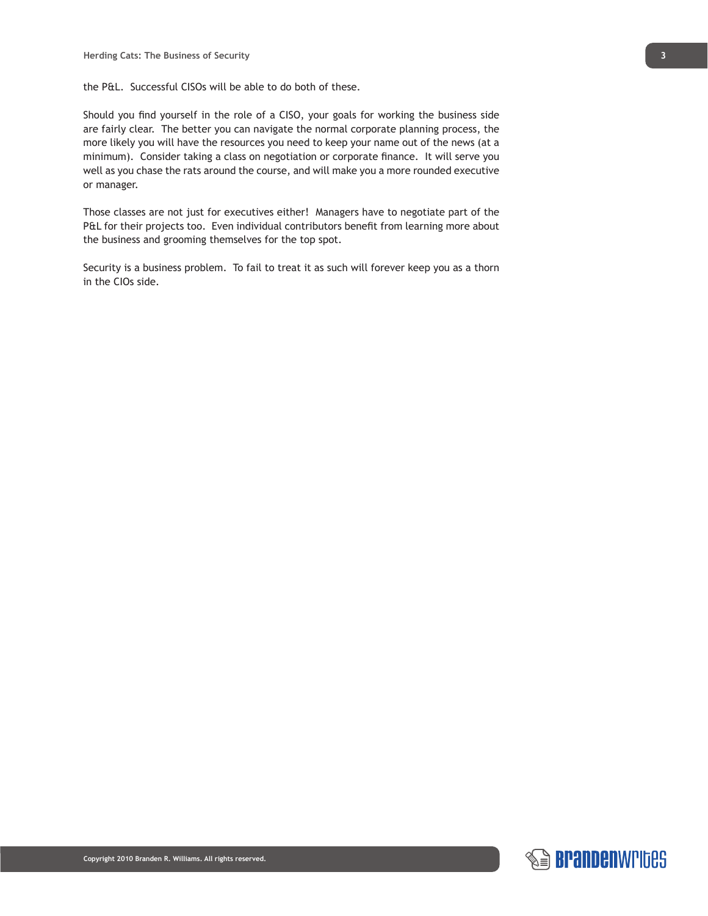the P&L. Successful CISOs will be able to do both of these.

Should you find yourself in the role of a CISO, your goals for working the business side are fairly clear. The better you can navigate the normal corporate planning process, the more likely you will have the resources you need to keep your name out of the news (at a minimum). Consider taking a class on negotiation or corporate finance. It will serve you well as you chase the rats around the course, and will make you a more rounded executive or manager.

Those classes are not just for executives either! Managers have to negotiate part of the P&L for their projects too. Even individual contributors benefit from learning more about the business and grooming themselves for the top spot.

Security is a business problem. To fail to treat it as such will forever keep you as a thorn in the CIOs side.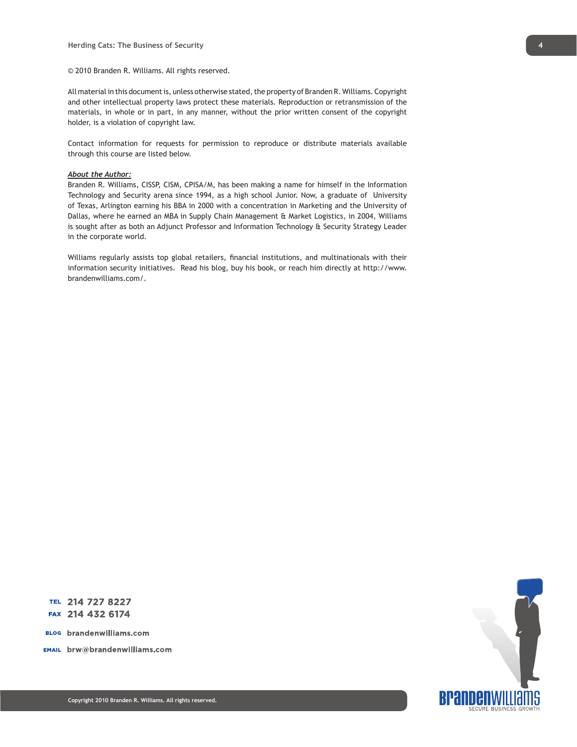© 2010 Branden R. Williams. All rights reserved.

All material in this document is, unless otherwise stated, the property of Branden R. Williams. Copyright and other intellectual property laws protect these materials. Reproduction or retransmission of the materials, in whole or in part, in any manner, without the prior written consent of the copyright holder, is a violation of copyright law.

Contact information for requests for permission to reproduce or distribute materials available through this course are listed below.

***About the Author:***

Branden R. Williams, CISSP, CISM, CPISA/M, has been making a name for himself in the Information Technology and Security arena since 1994, as a high school Junior. Now, a graduate of University of Texas, Arlington earning his BBA in 2000 with a concentration in Marketing and the University of Dallas, where he earned an MBA in Supply Chain Management & Market Logistics, in 2004, Williams is sought after as both an Adjunct Professor and Information Technology & Security Strategy Leader in the corporate world.

Williams regularly assists top global retailers, financial institutions, and multinationals with their information security initiatives. Read his blog, buy his book, or reach him directly at http://www.brandenwilliams.com/.

**TEL** 214 727 8227
**FAX** 214 432 6174

**BLOG** brandenwilliams.com

**EMAIL** brw@brandenwilliams.com

BrandenWilliams
SECURE BUSINESS GROWTH